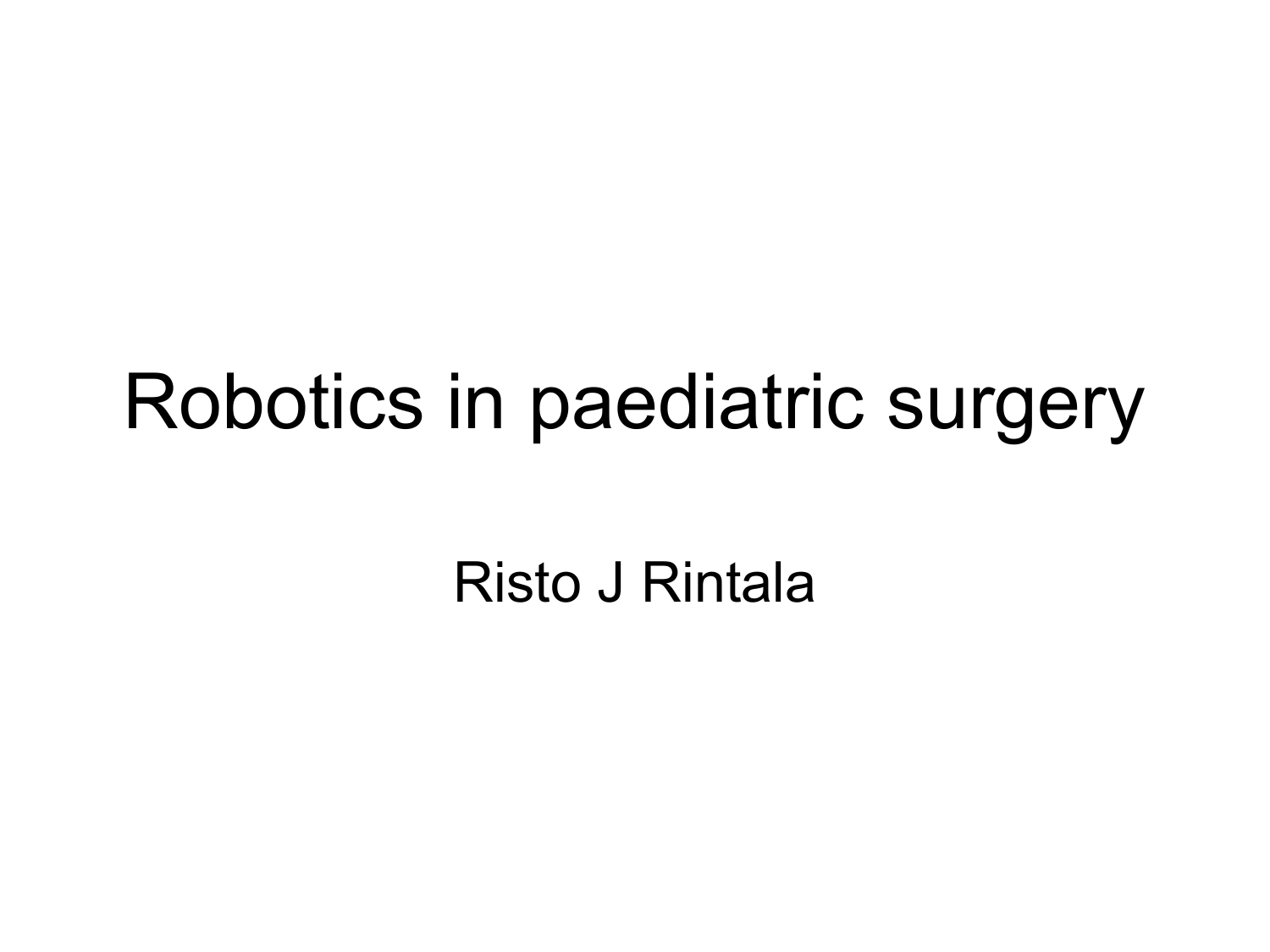# Robotics in paediatric surgery

Risto J Rintala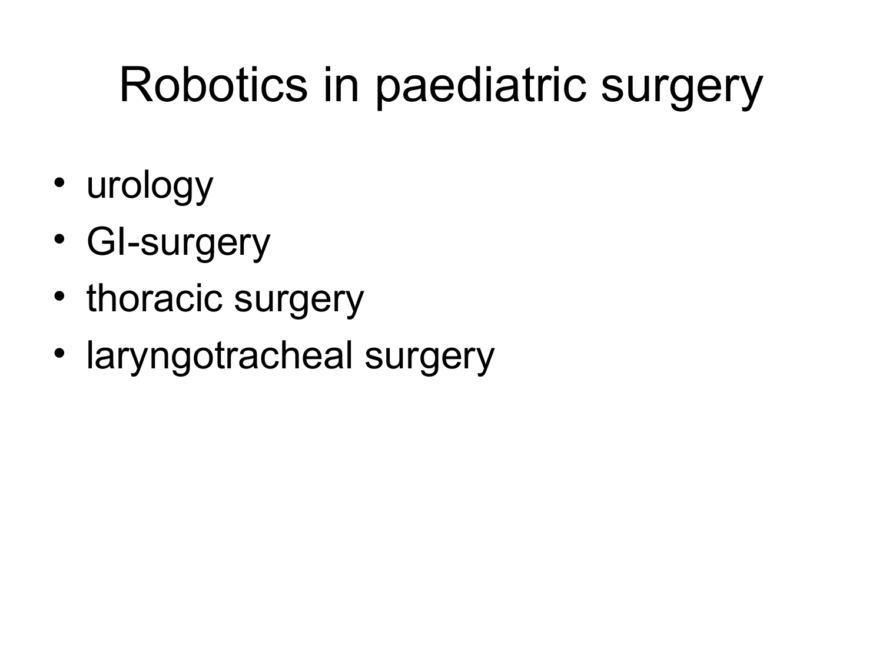# Robotics in paediatric surgery

- urology
- GI-surgery
- thoracic surgery
- laryngotracheal surgery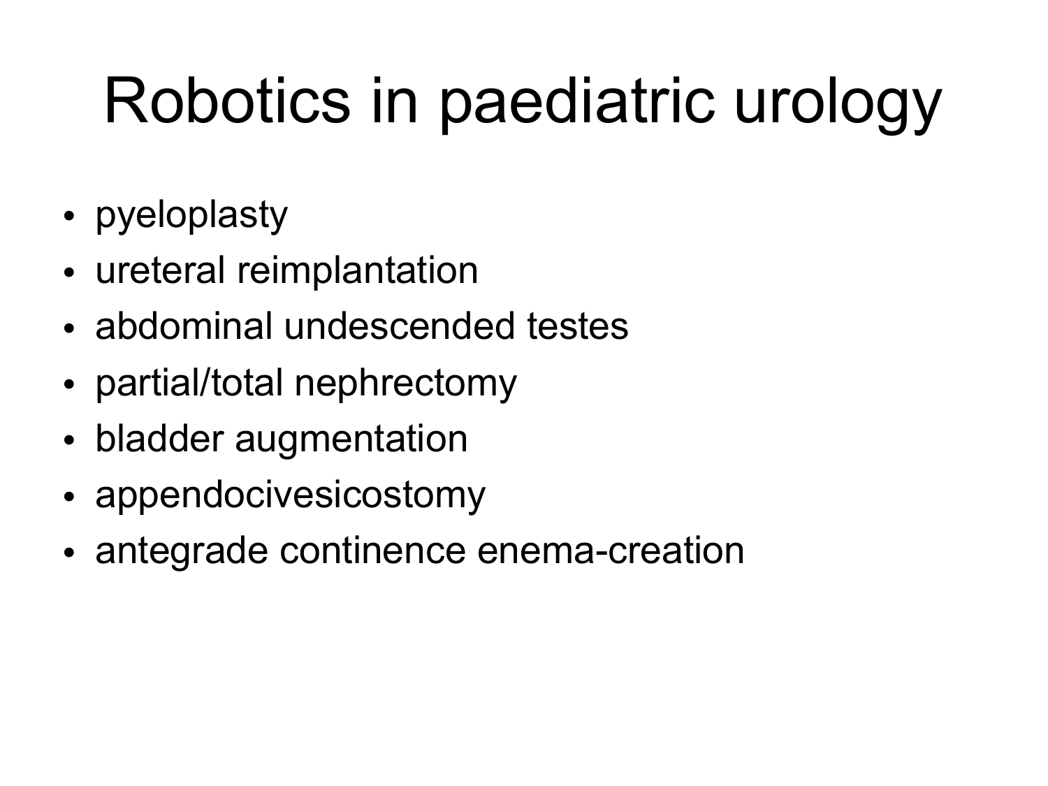# Robotics in paediatric urology

- pyeloplasty
- ureteral reimplantation
- abdominal undescended testes
- partial/total nephrectomy
- bladder augmentation
- appendocivesicostomy
- antegrade continence enema-creation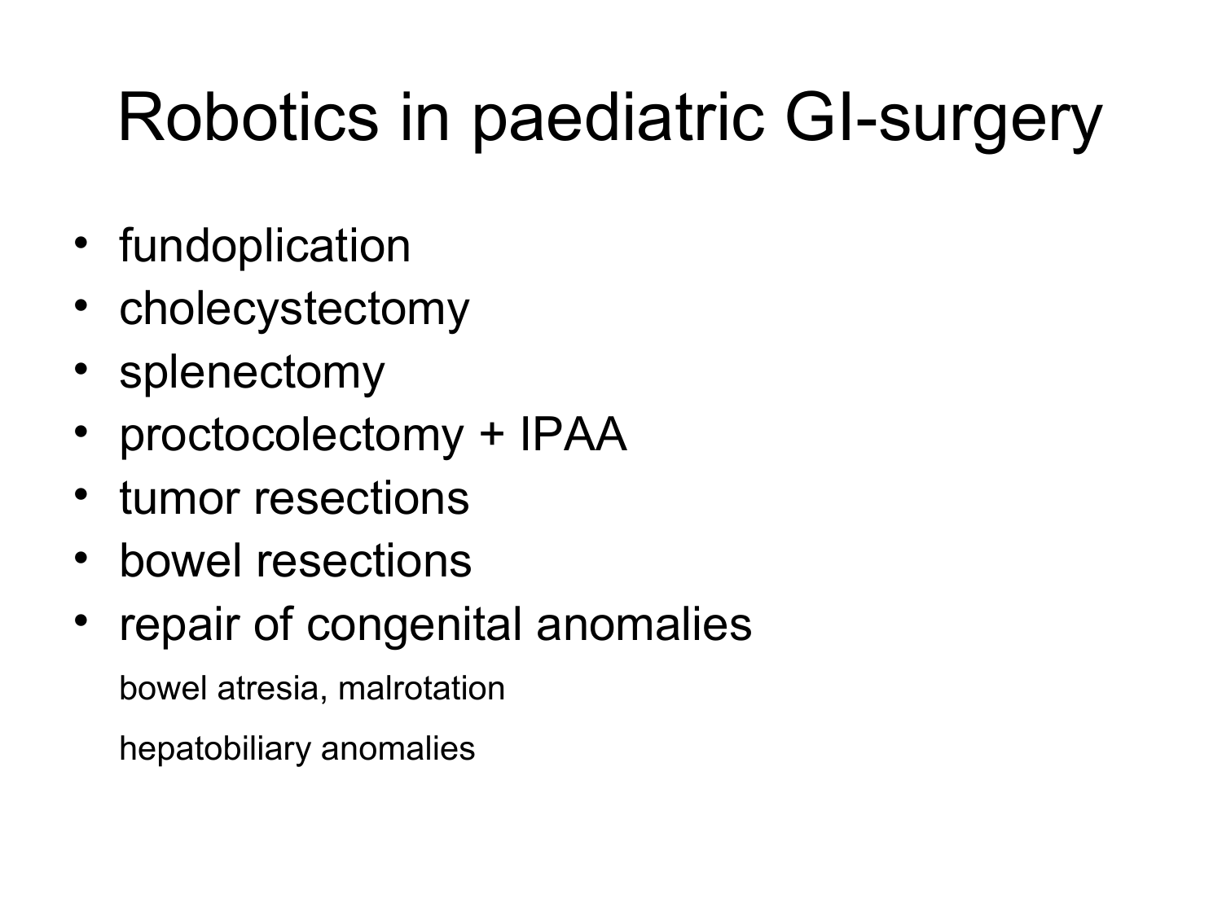# Robotics in paediatric GI-surgery

- fundoplication
- cholecystectomy
- splenectomy
- proctocolectomy + IPAA
- tumor resections
- bowel resections
- repair of congenital anomalies

  bowel atresia, malrotation

  hepatobiliary anomalies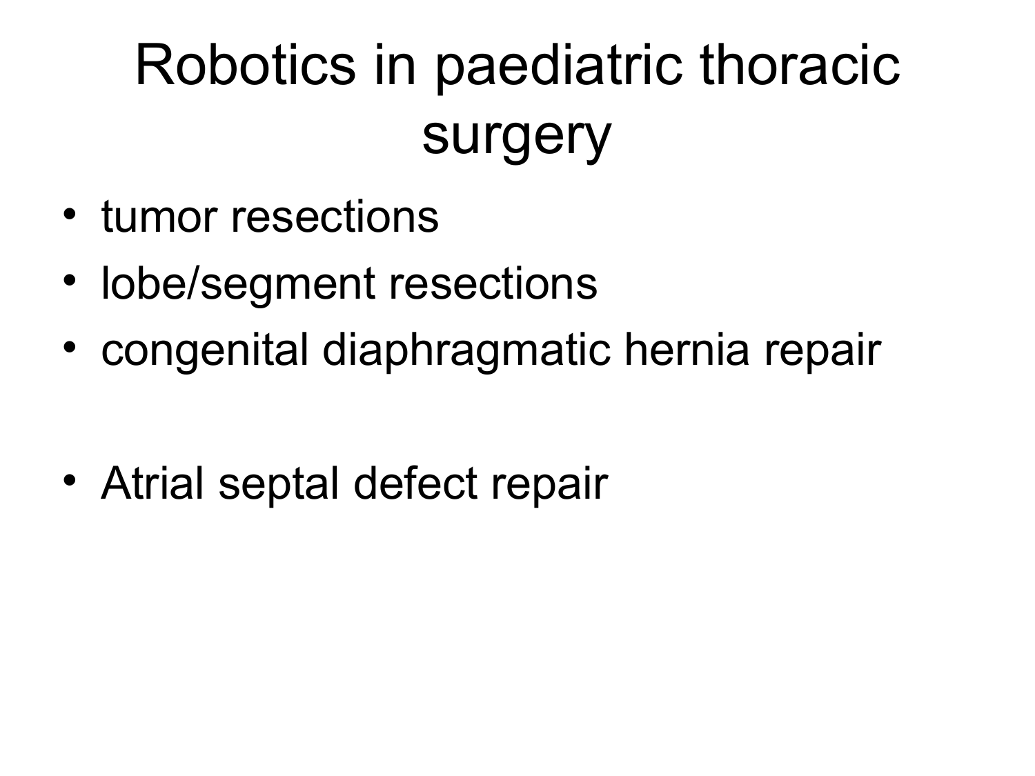# Robotics in paediatric thoracic surgery

- tumor resections
- lobe/segment resections
- congenital diaphragmatic hernia repair

- Atrial septal defect repair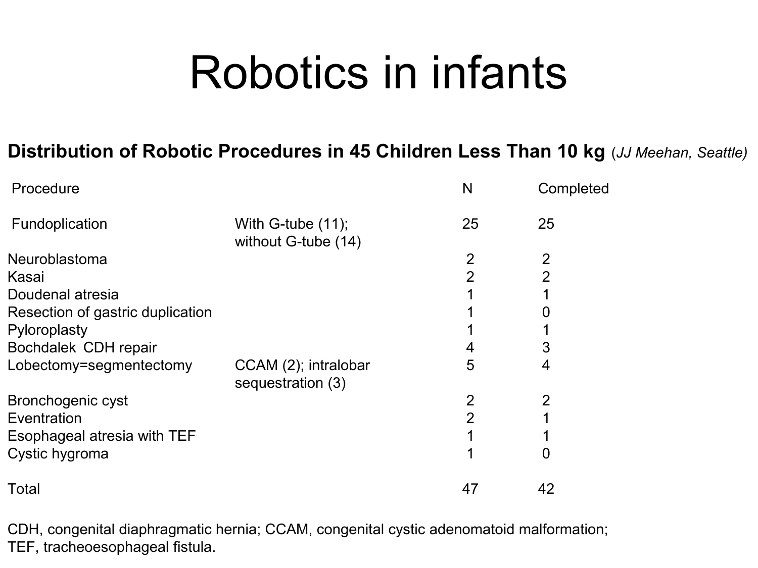# Robotics in infants

**Distribution of Robotic Procedures in 45 Children Less Than 10 kg** (*JJ Meehan, Seattle*)

| Procedure | | N | Completed |
|---|---|---|---|
| Fundoplication | With G-tube (11); without G-tube (14) | 25 | 25 |
| Neuroblastoma | | 2 | 2 |
| Kasai | | 2 | 2 |
| Doudenal atresia | | 1 | 1 |
| Resection of gastric duplication | | 1 | 0 |
| Pyloroplasty | | 1 | 1 |
| Bochdalek CDH repair | | 4 | 3 |
| Lobectomy=segmentectomy | CCAM (2); intralobar sequestration (3) | 5 | 4 |
| Bronchogenic cyst | | 2 | 2 |
| Eventration | | 2 | 1 |
| Esophageal atresia with TEF | | 1 | 1 |
| Cystic hygroma | | 1 | 0 |
| Total | | 47 | 42 |

CDH, congenital diaphragmatic hernia; CCAM, congenital cystic adenomatoid malformation;
TEF, tracheoesophageal fistula.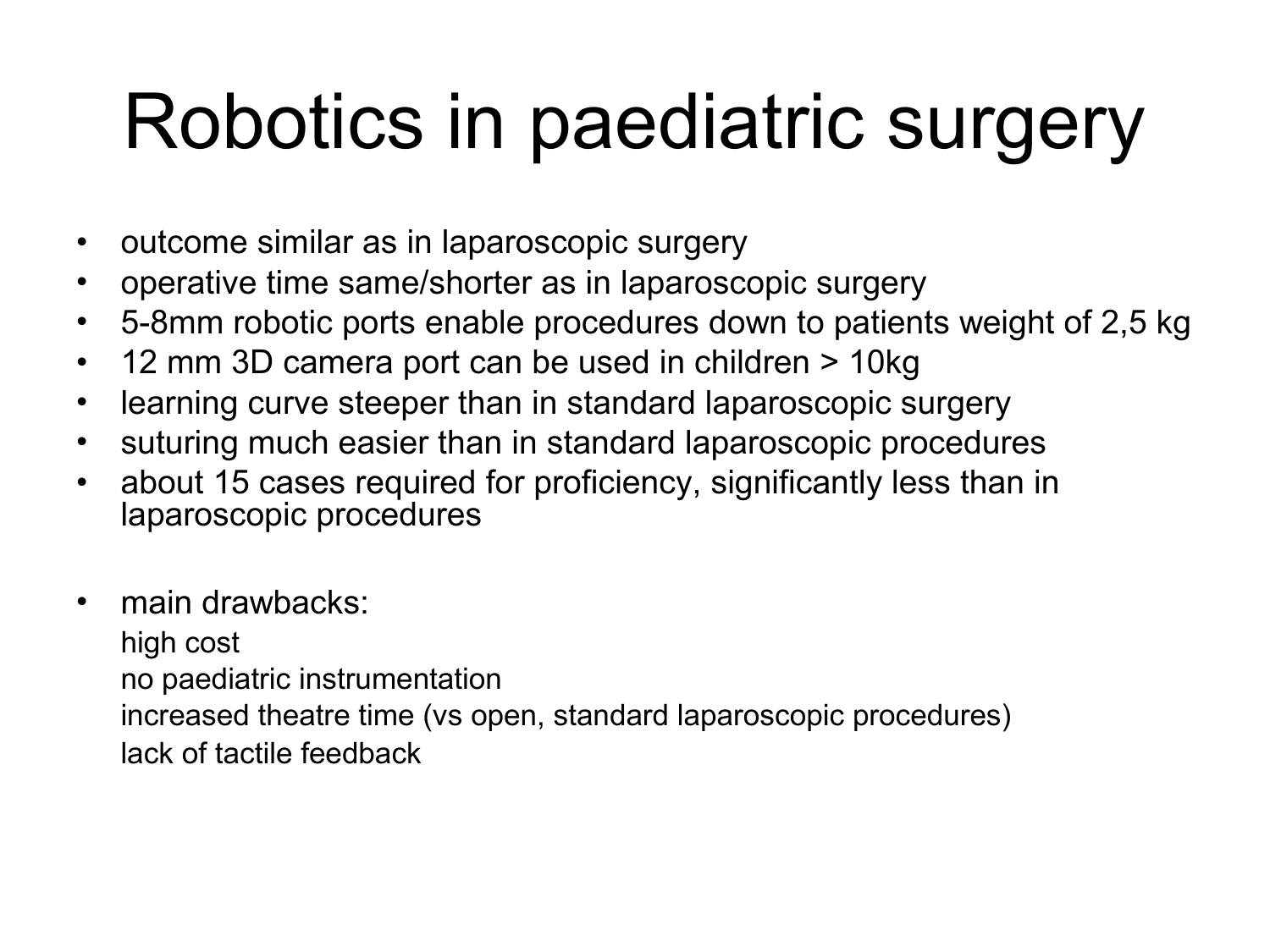# Robotics in paediatric surgery

- outcome similar as in laparoscopic surgery
- operative time same/shorter as in laparoscopic surgery
- 5-8mm robotic ports enable procedures down to patients weight of 2,5 kg
- 12 mm 3D camera port can be used in children > 10kg
- learning curve steeper than in standard laparoscopic surgery
- suturing much easier than in standard laparoscopic procedures
- about 15 cases required for proficiency, significantly less than in laparoscopic procedures

- main drawbacks:

  high cost

  no paediatric instrumentation

  increased theatre time (vs open, standard laparoscopic procedures)

  lack of tactile feedback